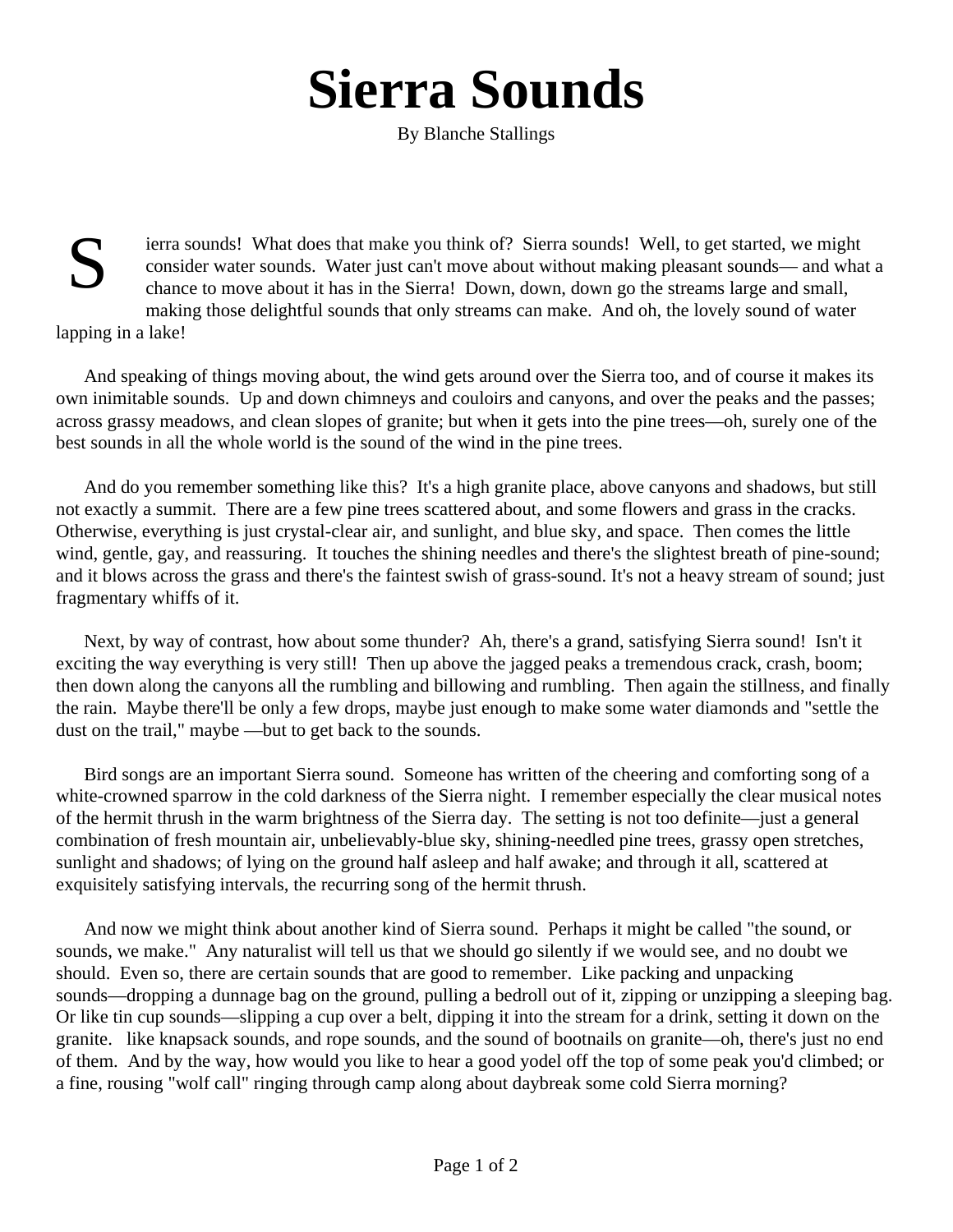# Sierra Sounds

By Blanche Stallings

Sierra sounds! What does that make you think of? Sierra sounds! Well, to get started, we might consider water sounds. Water just can't move about without making pleasant sounds— and what a chance to move about it has in the Sierra! Down, down, down go the streams large and small, making those delightful sounds that only streams can make. And oh, the lovely sound of water lapping in a lake!

And speaking of things moving about, the wind gets around over the Sierra too, and of course it makes its own inimitable sounds. Up and down chimneys and couloirs and canyons, and over the peaks and the passes; across grassy meadows, and clean slopes of granite; but when it gets into the pine trees—oh, surely one of the best sounds in all the whole world is the sound of the wind in the pine trees.

And do you remember something like this? It's a high granite place, above canyons and shadows, but still not exactly a summit. There are a few pine trees scattered about, and some flowers and grass in the cracks. Otherwise, everything is just crystal-clear air, and sunlight, and blue sky, and space. Then comes the little wind, gentle, gay, and reassuring. It touches the shining needles and there's the slightest breath of pine-sound; and it blows across the grass and there's the faintest swish of grass-sound. It's not a heavy stream of sound; just fragmentary whiffs of it.

Next, by way of contrast, how about some thunder? Ah, there's a grand, satisfying Sierra sound! Isn't it exciting the way everything is very still! Then up above the jagged peaks a tremendous crack, crash, boom; then down along the canyons all the rumbling and billowing and rumbling. Then again the stillness, and finally the rain. Maybe there'll be only a few drops, maybe just enough to make some water diamonds and "settle the dust on the trail," maybe —but to get back to the sounds.

Bird songs are an important Sierra sound. Someone has written of the cheering and comforting song of a white-crowned sparrow in the cold darkness of the Sierra night. I remember especially the clear musical notes of the hermit thrush in the warm brightness of the Sierra day. The setting is not too definite—just a general combination of fresh mountain air, unbelievably-blue sky, shining-needled pine trees, grassy open stretches, sunlight and shadows; of lying on the ground half asleep and half awake; and through it all, scattered at exquisitely satisfying intervals, the recurring song of the hermit thrush.

And now we might think about another kind of Sierra sound. Perhaps it might be called "the sound, or sounds, we make." Any naturalist will tell us that we should go silently if we would see, and no doubt we should. Even so, there are certain sounds that are good to remember. Like packing and unpacking sounds—dropping a dunnage bag on the ground, pulling a bedroll out of it, zipping or unzipping a sleeping bag. Or like tin cup sounds—slipping a cup over a belt, dipping it into the stream for a drink, setting it down on the granite. like knapsack sounds, and rope sounds, and the sound of bootnails on granite—oh, there's just no end of them. And by the way, how would you like to hear a good yodel off the top of some peak you'd climbed; or a fine, rousing "wolf call" ringing through camp along about daybreak some cold Sierra morning?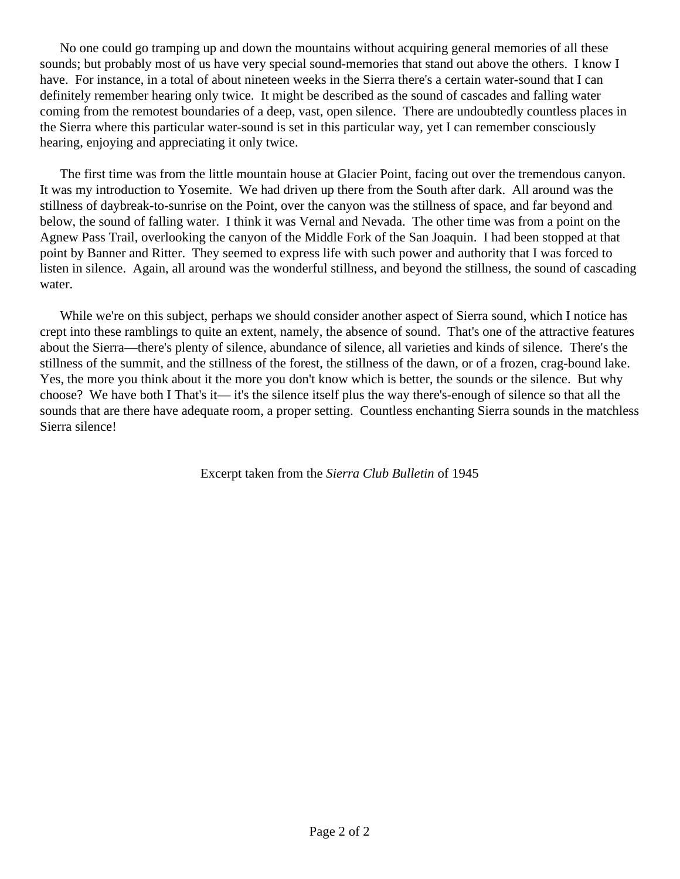No one could go tramping up and down the mountains without acquiring general memories of all these sounds; but probably most of us have very special sound-memories that stand out above the others. I know I have. For instance, in a total of about nineteen weeks in the Sierra there's a certain water-sound that I can definitely remember hearing only twice. It might be described as the sound of cascades and falling water coming from the remotest boundaries of a deep, vast, open silence. There are undoubtedly countless places in the Sierra where this particular water-sound is set in this particular way, yet I can remember consciously hearing, enjoying and appreciating it only twice.

The first time was from the little mountain house at Glacier Point, facing out over the tremendous canyon. It was my introduction to Yosemite. We had driven up there from the South after dark. All around was the stillness of daybreak-to-sunrise on the Point, over the canyon was the stillness of space, and far beyond and below, the sound of falling water. I think it was Vernal and Nevada. The other time was from a point on the Agnew Pass Trail, overlooking the canyon of the Middle Fork of the San Joaquin. I had been stopped at that point by Banner and Ritter. They seemed to express life with such power and authority that I was forced to listen in silence. Again, all around was the wonderful stillness, and beyond the stillness, the sound of cascading water.

While we're on this subject, perhaps we should consider another aspect of Sierra sound, which I notice has crept into these ramblings to quite an extent, namely, the absence of sound. That's one of the attractive features about the Sierra—there's plenty of silence, abundance of silence, all varieties and kinds of silence. There's the stillness of the summit, and the stillness of the forest, the stillness of the dawn, or of a frozen, crag-bound lake. Yes, the more you think about it the more you don't know which is better, the sounds or the silence. But why choose? We have both I That's it— it's the silence itself plus the way there's-enough of silence so that all the sounds that are there have adequate room, a proper setting. Countless enchanting Sierra sounds in the matchless Sierra silence!

Excerpt taken from the *Sierra Club Bulletin* of 1945